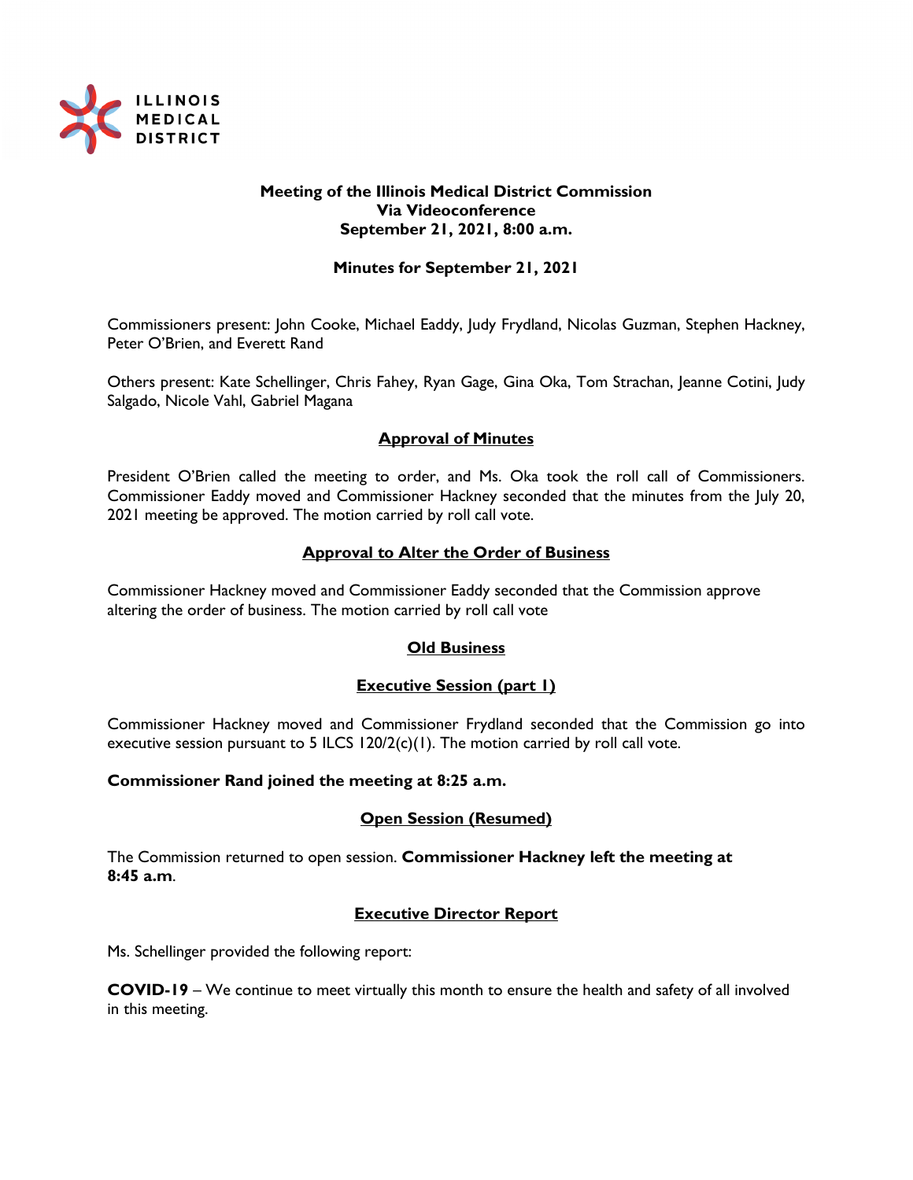ILLINOIS MEDICAL DISTRICT

**Meeting of the Illinois Medical District Commission**
**Via Videoconference**
**September 21, 2021, 8:00 a.m.**

**Minutes for September 21, 2021**

Commissioners present: John Cooke, Michael Eaddy, Judy Frydland, Nicolas Guzman, Stephen Hackney, Peter O'Brien, and Everett Rand

Others present: Kate Schellinger, Chris Fahey, Ryan Gage, Gina Oka, Tom Strachan, Jeanne Cotini, Judy Salgado, Nicole Vahl, Gabriel Magana

## Approval of Minutes

President O'Brien called the meeting to order, and Ms. Oka took the roll call of Commissioners. Commissioner Eaddy moved and Commissioner Hackney seconded that the minutes from the July 20, 2021 meeting be approved. The motion carried by roll call vote.

## Approval to Alter the Order of Business

Commissioner Hackney moved and Commissioner Eaddy seconded that the Commission approve altering the order of business. The motion carried by roll call vote

## Old Business

## Executive Session (part 1)

Commissioner Hackney moved and Commissioner Frydland seconded that the Commission go into executive session pursuant to 5 ILCS 120/2(c)(1). The motion carried by roll call vote.

**Commissioner Rand joined the meeting at 8:25 a.m.**

## Open Session (Resumed)

The Commission returned to open session. **Commissioner Hackney left the meeting at 8:45 a.m**.

## Executive Director Report

Ms. Schellinger provided the following report:

**COVID-19** – We continue to meet virtually this month to ensure the health and safety of all involved in this meeting.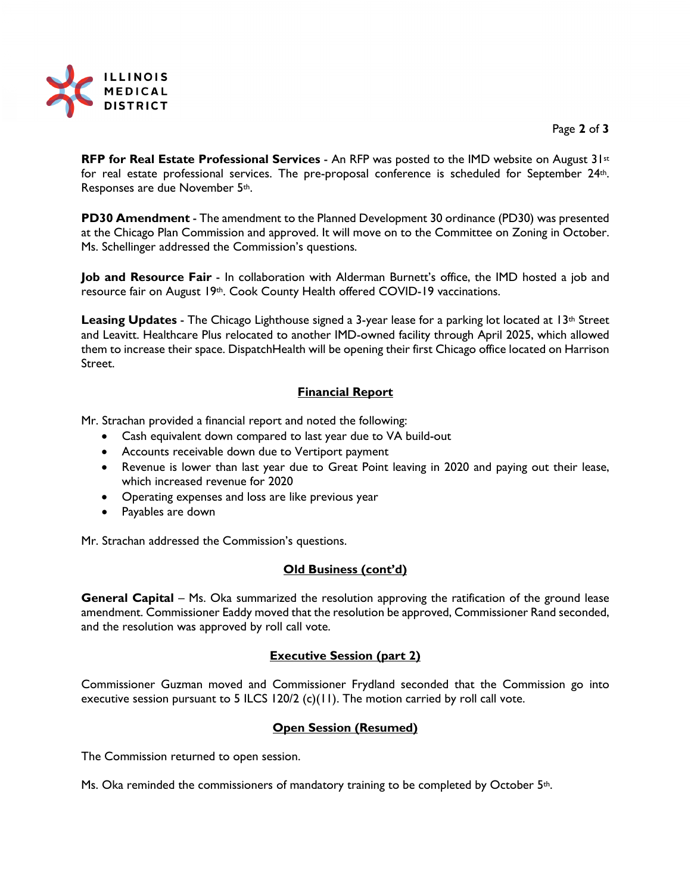**RFP for Real Estate Professional Services** - An RFP was posted to the IMD website on August 31st for real estate professional services. The pre-proposal conference is scheduled for September 24th. Responses are due November 5th.

**PD30 Amendment** - The amendment to the Planned Development 30 ordinance (PD30) was presented at the Chicago Plan Commission and approved. It will move on to the Committee on Zoning in October. Ms. Schellinger addressed the Commission's questions.

**Job and Resource Fair** - In collaboration with Alderman Burnett's office, the IMD hosted a job and resource fair on August 19th. Cook County Health offered COVID-19 vaccinations.

**Leasing Updates** - The Chicago Lighthouse signed a 3-year lease for a parking lot located at 13th Street and Leavitt. Healthcare Plus relocated to another IMD-owned facility through April 2025, which allowed them to increase their space. DispatchHealth will be opening their first Chicago office located on Harrison Street.

## Financial Report

Mr. Strachan provided a financial report and noted the following:

- Cash equivalent down compared to last year due to VA build-out
- Accounts receivable down due to Vertiport payment
- Revenue is lower than last year due to Great Point leaving in 2020 and paying out their lease, which increased revenue for 2020
- Operating expenses and loss are like previous year
- Payables are down

Mr. Strachan addressed the Commission's questions.

## Old Business (cont'd)

**General Capital** – Ms. Oka summarized the resolution approving the ratification of the ground lease amendment. Commissioner Eaddy moved that the resolution be approved, Commissioner Rand seconded, and the resolution was approved by roll call vote.

## Executive Session (part 2)

Commissioner Guzman moved and Commissioner Frydland seconded that the Commission go into executive session pursuant to 5 ILCS 120/2 (c)(11). The motion carried by roll call vote.

## Open Session (Resumed)

The Commission returned to open session.

Ms. Oka reminded the commissioners of mandatory training to be completed by October 5th.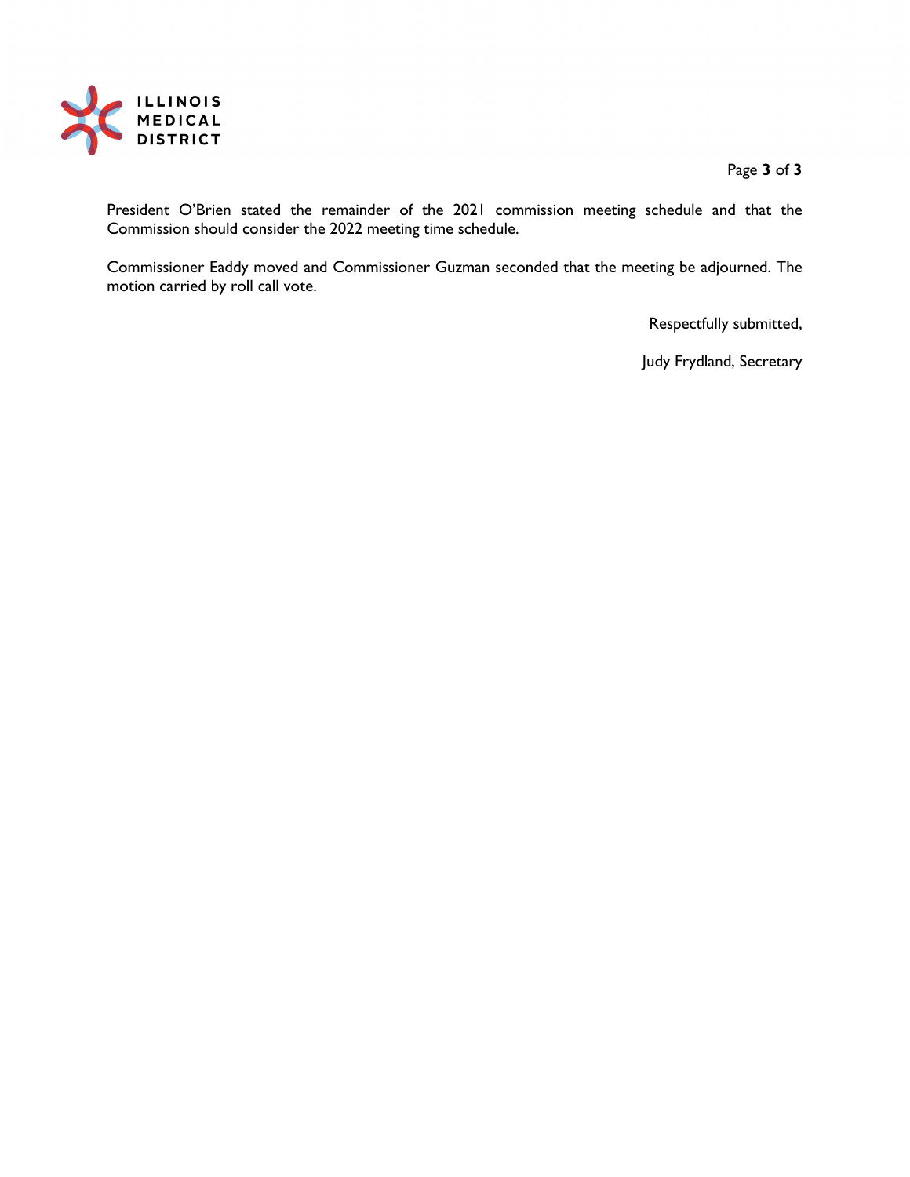President O'Brien stated the remainder of the 2021 commission meeting schedule and that the Commission should consider the 2022 meeting time schedule.

Commissioner Eaddy moved and Commissioner Guzman seconded that the meeting be adjourned. The motion carried by roll call vote.

Respectfully submitted,

Judy Frydland, Secretary